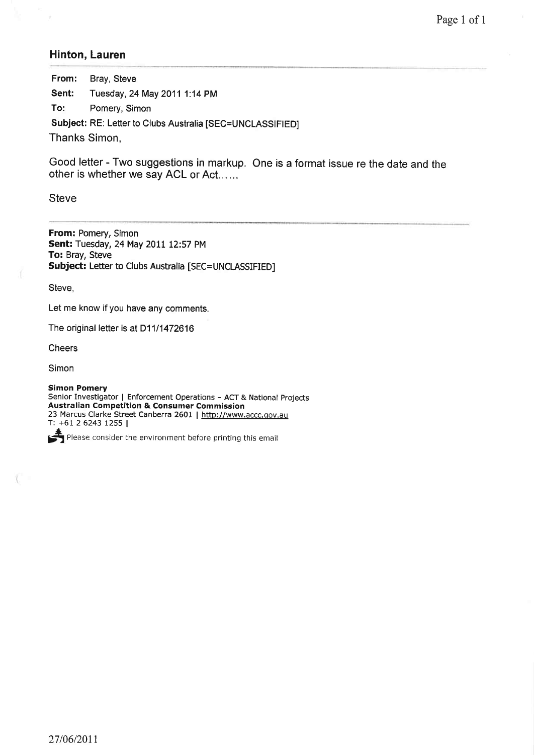## Hinton, Lauren

**From:** Bray, Steve

**Sent:** Tuesday, 24 May 2011 1:14 PM

**To:** Pomery, Simon

**Subject:** RE: Letter to Clubs Australia [SEC=UNCLASSIFIED]

Thanks Simon,

Good letter - Two suggestions in markup. One is a format issue re the date and the other is whether we say ACL or Act......

Steve

---

**From:** Pomery, Simon
**Sent:** Tuesday, 24 May 2011 12:57 PM
**To:** Bray, Steve
**Subject:** Letter to Clubs Australia [SEC=UNCLASSIFIED]

Steve,

Let me know if you have any comments.

The original letter is at D11/1472616

Cheers

Simon

**Simon Pomery**
Senior Investigator | Enforcement Operations – ACT & National Projects
**Australian Competition & Consumer Commission**
23 Marcus Clarke Street Canberra 2601 | http://www.accc.gov.au
T: +61 2 6243 1255 |

Please consider the environment before printing this email

27/06/2011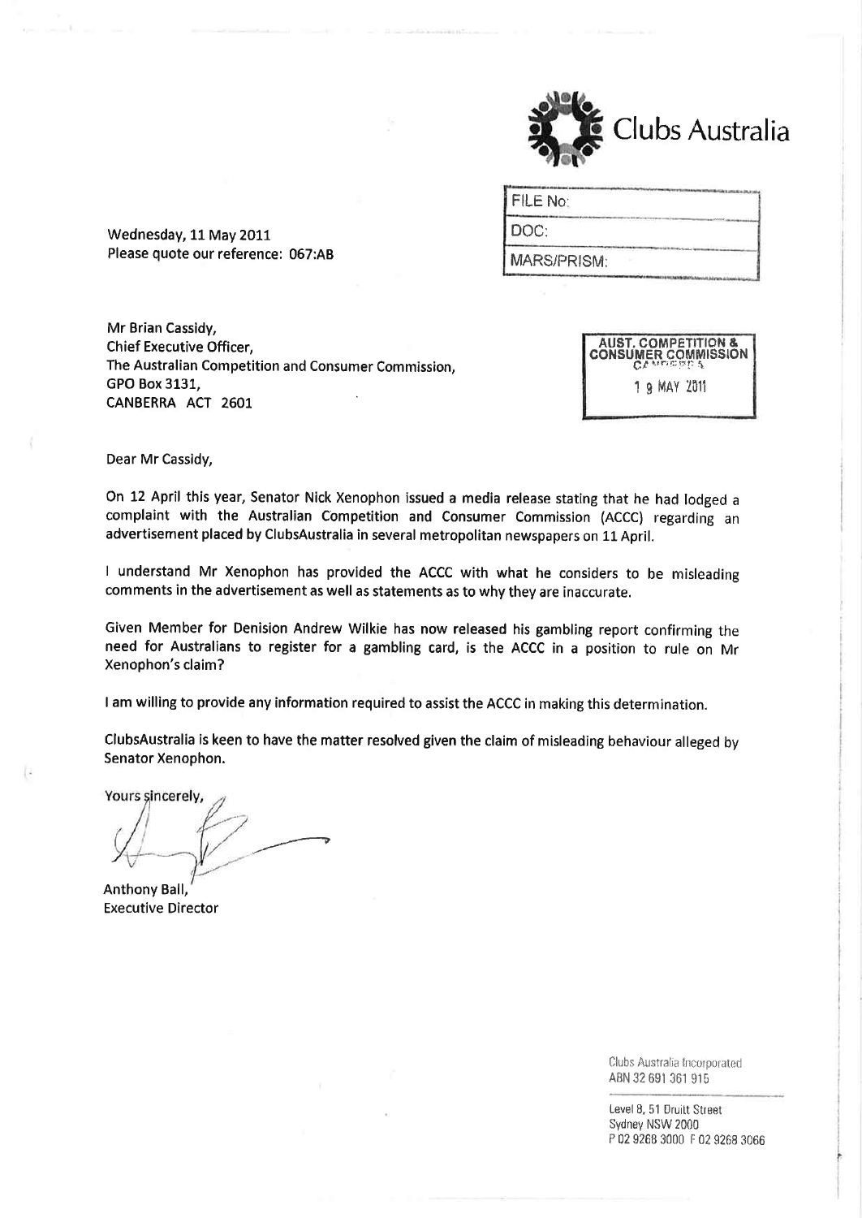Clubs Australia

| | |
|---|---|
| FILE No: | |
| DOC: | |
| MARS/PRISM: | |

Wednesday, 11 May 2011
Please quote our reference: 067:AB

Mr Brian Cassidy,
Chief Executive Officer,
The Australian Competition and Consumer Commission,
GPO Box 3131,
CANBERRA ACT 2601

AUST. COMPETITION & CONSUMER COMMISSION
CANBERRA
1 9 MAY 2011

Dear Mr Cassidy,

On 12 April this year, Senator Nick Xenophon issued a media release stating that he had lodged a complaint with the Australian Competition and Consumer Commission (ACCC) regarding an advertisement placed by ClubsAustralia in several metropolitan newspapers on 11 April.

I understand Mr Xenophon has provided the ACCC with what he considers to be misleading comments in the advertisement as well as statements as to why they are inaccurate.

Given Member for Denision Andrew Wilkie has now released his gambling report confirming the need for Australians to register for a gambling card, is the ACCC in a position to rule on Mr Xenophon's claim?

I am willing to provide any information required to assist the ACCC in making this determination.

ClubsAustralia is keen to have the matter resolved given the claim of misleading behaviour alleged by Senator Xenophon.

Yours sincerely,

Anthony Ball,
Executive Director

Clubs Australia Incorporated
ABN 32 691 361 915

Level 8, 51 Druitt Street
Sydney NSW 2000
P 02 9268 3000 F 02 9268 3066